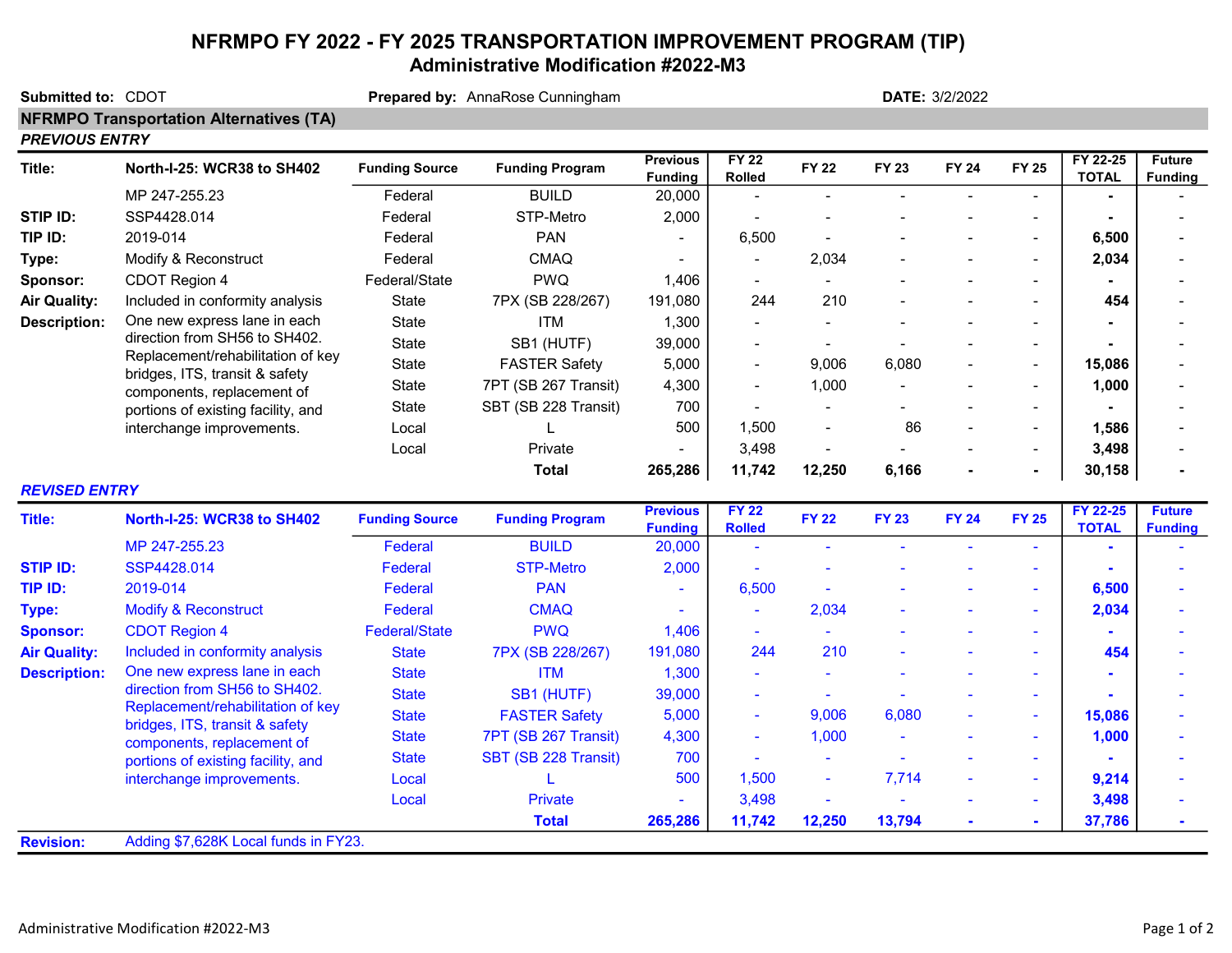# NFRMPO FY 2022 - FY 2025 TRANSPORTATION IMPROVEMENT PROGRAM (TIP)

## Administrative Modification #2022-M3

**Submitted to:** CDOT **Prepared by:** AnnaRose Cunningham **DATE:** 3/2/2022

### NFRMPO Transportation Alternatives (TA)

***PREVIOUS ENTRY***

| **Title:** | **North-I-25: WCR38 to SH402** | **Funding Source** | **Funding Program** | **Previous Funding** | **FY 22 Rolled** | **FY 22** | **FY 23** | **FY 24** | **FY 25** | **FY 22-25 TOTAL** | **Future Funding** |
|---|---|---|---|---|---|---|---|---|---|---|---|
| | MP 247-255.23 | Federal | BUILD | 20,000 | - | - | - | - | - | **-** | - |
| **STIP ID:** | SSP4428.014 | Federal | STP-Metro | 2,000 | - | - | - | - | - | **-** | - |
| **TIP ID:** | 2019-014 | Federal | PAN | - | 6,500 | - | - | - | - | **6,500** | - |
| **Type:** | Modify & Reconstruct | Federal | CMAQ | - | - | 2,034 | - | - | - | **2,034** | - |
| **Sponsor:** | CDOT Region 4 | Federal/State | PWQ | 1,406 | - | - | - | - | - | **-** | - |
| **Air Quality:** | Included in conformity analysis | State | 7PX (SB 228/267) | 191,080 | 244 | 210 | - | - | - | **454** | - |
| **Description:** | One new express lane in each direction from SH56 to SH402. Replacement/rehabilitation of key bridges, ITS, transit & safety components, replacement of portions of existing facility, and interchange improvements. | State | ITM | 1,300 | - | - | - | - | - | **-** | - |
| | | State | SB1 (HUTF) | 39,000 | - | - | - | - | - | **-** | - |
| | | State | FASTER Safety | 5,000 | - | 9,006 | 6,080 | - | - | **15,086** | - |
| | | State | 7PT (SB 267 Transit) | 4,300 | - | 1,000 | - | - | - | **1,000** | - |
| | | State | SBT (SB 228 Transit) | 700 | - | - | - | - | - | **-** | - |
| | | Local | L | 500 | 1,500 | - | 86 | - | - | **1,586** | - |
| | | Local | Private | - | 3,498 | - | - | - | - | **3,498** | - |
| | | | **Total** | **265,286** | **11,742** | **12,250** | **6,166** | **-** | **-** | **30,158** | **-** |

***REVISED ENTRY***

| **Title:** | **North-I-25: WCR38 to SH402** | **Funding Source** | **Funding Program** | **Previous Funding** | **FY 22 Rolled** | **FY 22** | **FY 23** | **FY 24** | **FY 25** | **FY 22-25 TOTAL** | **Future Funding** |
|---|---|---|---|---|---|---|---|---|---|---|---|
| | MP 247-255.23 | Federal | BUILD | 20,000 | - | - | - | - | - | **-** | - |
| **STIP ID:** | SSP4428.014 | Federal | STP-Metro | 2,000 | - | - | - | - | - | **-** | - |
| **TIP ID:** | 2019-014 | Federal | PAN | - | 6,500 | - | - | - | - | **6,500** | - |
| **Type:** | Modify & Reconstruct | Federal | CMAQ | - | - | 2,034 | - | - | - | **2,034** | - |
| **Sponsor:** | CDOT Region 4 | Federal/State | PWQ | 1,406 | - | - | - | - | - | **-** | - |
| **Air Quality:** | Included in conformity analysis | State | 7PX (SB 228/267) | 191,080 | 244 | 210 | - | - | - | **454** | - |
| **Description:** | One new express lane in each direction from SH56 to SH402. Replacement/rehabilitation of key bridges, ITS, transit & safety components, replacement of portions of existing facility, and interchange improvements. | State | ITM | 1,300 | - | - | - | - | - | **-** | - |
| | | State | SB1 (HUTF) | 39,000 | - | - | - | - | - | **-** | - |
| | | State | FASTER Safety | 5,000 | - | 9,006 | 6,080 | - | - | **15,086** | - |
| | | State | 7PT (SB 267 Transit) | 4,300 | - | 1,000 | - | - | - | **1,000** | - |
| | | State | SBT (SB 228 Transit) | 700 | - | - | - | - | - | **-** | - |
| | | Local | L | 500 | 1,500 | - | 7,714 | - | - | **9,214** | - |
| | | Local | Private | - | 3,498 | - | - | - | - | **3,498** | - |
| | | | **Total** | **265,286** | **11,742** | **12,250** | **13,794** | **-** | **-** | **37,786** | **-** |
| **Revision:** | Adding $7,628K Local funds in FY23. | | | | | | | | | | |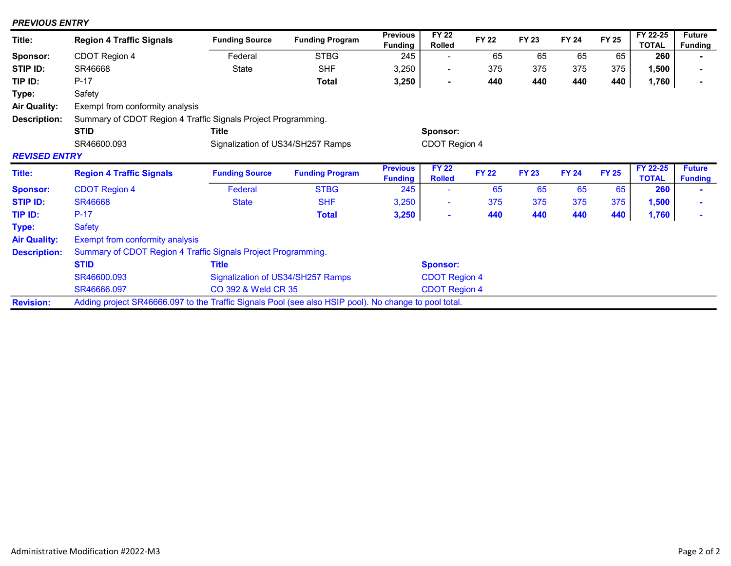***PREVIOUS ENTRY***

| Title: | **Region 4 Traffic Signals** | Funding Source | Funding Program | Previous Funding | FY 22 Rolled | FY 22 | FY 23 | FY 24 | FY 25 | FY 22-25 TOTAL | Future Funding |
|---|---|---|---|---|---|---|---|---|---|---|---|
| **Sponsor:** | CDOT Region 4 | Federal | STBG | 245 | - | 65 | 65 | 65 | 65 | **260** | **-** |
| **STIP ID:** | SR46668 | State | SHF | 3,250 | - | 375 | 375 | 375 | 375 | **1,500** | **-** |
| **TIP ID:** | P-17 | | **Total** | **3,250** | **-** | **440** | **440** | **440** | **440** | **1,760** | **-** |

**Type:** Safety

**Air Quality:** Exempt from conformity analysis

**Description:** Summary of CDOT Region 4 Traffic Signals Project Programming.

| STID | Title | Sponsor: |
|---|---|---|
| SR46600.093 | Signalization of US34/SH257 Ramps | CDOT Region 4 |

***REVISED ENTRY***

| Title: | **Region 4 Traffic Signals** | Funding Source | Funding Program | Previous Funding | FY 22 Rolled | FY 22 | FY 23 | FY 24 | FY 25 | FY 22-25 TOTAL | Future Funding |
|---|---|---|---|---|---|---|---|---|---|---|---|
| **Sponsor:** | CDOT Region 4 | Federal | STBG | 245 | - | 65 | 65 | 65 | 65 | **260** | **-** |
| **STIP ID:** | SR46668 | State | SHF | 3,250 | - | 375 | 375 | 375 | 375 | **1,500** | **-** |
| **TIP ID:** | P-17 | | **Total** | **3,250** | **-** | **440** | **440** | **440** | **440** | **1,760** | **-** |

**Type:** Safety

**Air Quality:** Exempt from conformity analysis

**Description:** Summary of CDOT Region 4 Traffic Signals Project Programming.

| STID | Title | Sponsor: |
|---|---|---|
| SR46600.093 | Signalization of US34/SH257 Ramps | CDOT Region 4 |
| SR46666.097 | CO 392 & Weld CR 35 | CDOT Region 4 |

**Revision:** Adding project SR46666.097 to the Traffic Signals Pool (see also HSIP pool). No change to pool total.

Administrative Modification #2022-M3